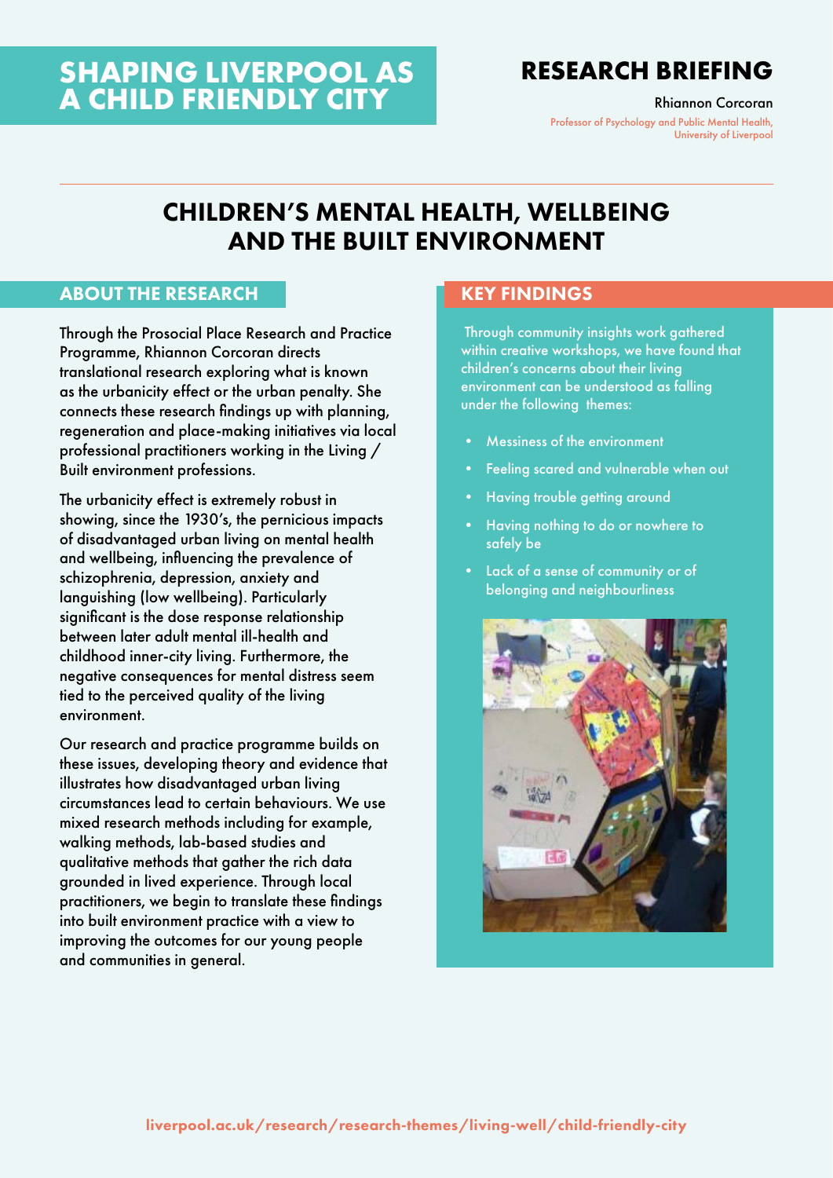# SHAPING LIVERPOOL AS A CHILD FRIENDLY CITY

## RESEARCH BRIEFING

Rhiannon Corcoran

Professor of Psychology and Public Mental Health, University of Liverpool

# CHILDREN'S MENTAL HEALTH, WELLBEING AND THE BUILT ENVIRONMENT

## ABOUT THE RESEARCH

Through the Prosocial Place Research and Practice Programme, Rhiannon Corcoran directs translational research exploring what is known as the urbanicity effect or the urban penalty. She connects these research findings up with planning, regeneration and place-making initiatives via local professional practitioners working in the Living / Built environment professions.

The urbanicity effect is extremely robust in showing, since the 1930's, the pernicious impacts of disadvantaged urban living on mental health and wellbeing, influencing the prevalence of schizophrenia, depression, anxiety and languishing (low wellbeing). Particularly significant is the dose response relationship between later adult mental ill-health and childhood inner-city living. Furthermore, the negative consequences for mental distress seem tied to the perceived quality of the living environment.

Our research and practice programme builds on these issues, developing theory and evidence that illustrates how disadvantaged urban living circumstances lead to certain behaviours. We use mixed research methods including for example, walking methods, lab-based studies and qualitative methods that gather the rich data grounded in lived experience. Through local practitioners, we begin to translate these findings into built environment practice with a view to improving the outcomes for our young people and communities in general.

## KEY FINDINGS

Through community insights work gathered within creative workshops, we have found that children's concerns about their living environment can be understood as falling under the following themes:

- Messiness of the environment
- Feeling scared and vulnerable when out
- Having trouble getting around
- Having nothing to do or nowhere to safely be
- Lack of a sense of community or of belonging and neighbourliness

liverpool.ac.uk/research/research-themes/living-well/child-friendly-city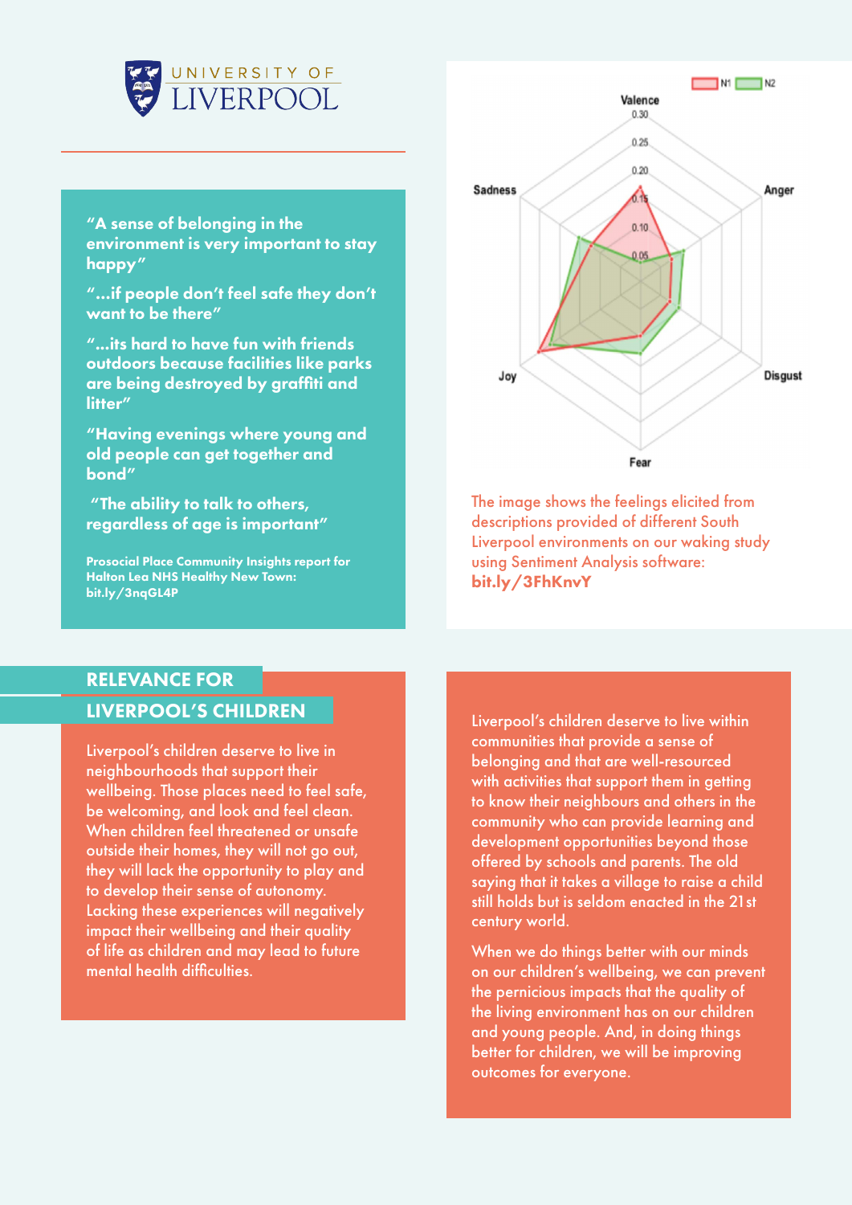> "A sense of belonging in the environment is very important to stay happy"
>
> "...if people don't feel safe they don't want to be there"
>
> "...its hard to have fun with friends outdoors because facilities like parks are being destroyed by graffiti and litter"
>
> "Having evenings where young and old people can get together and bond"
>
> "The ability to talk to others, regardless of age is important"

**Prosocial Place Community Insights report for Halton Lea NHS Healthy New Town: bit.ly/3nqGL4P**

The image shows the feelings elicited from descriptions provided of different South Liverpool environments on our waking study using Sentiment Analysis software: **bit.ly/3FhKnvY**

## RELEVANCE FOR LIVERPOOL'S CHILDREN

Liverpool's children deserve to live in neighbourhoods that support their wellbeing. Those places need to feel safe, be welcoming, and look and feel clean. When children feel threatened or unsafe outside their homes, they will not go out, they will lack the opportunity to play and to develop their sense of autonomy. Lacking these experiences will negatively impact their wellbeing and their quality of life as children and may lead to future mental health difficulties.

Liverpool's children deserve to live within communities that provide a sense of belonging and that are well-resourced with activities that support them in getting to know their neighbours and others in the community who can provide learning and development opportunities beyond those offered by schools and parents. The old saying that it takes a village to raise a child still holds but is seldom enacted in the 21st century world.

When we do things better with our minds on our children's wellbeing, we can prevent the pernicious impacts that the quality of the living environment has on our children and young people. And, in doing things better for children, we will be improving outcomes for everyone.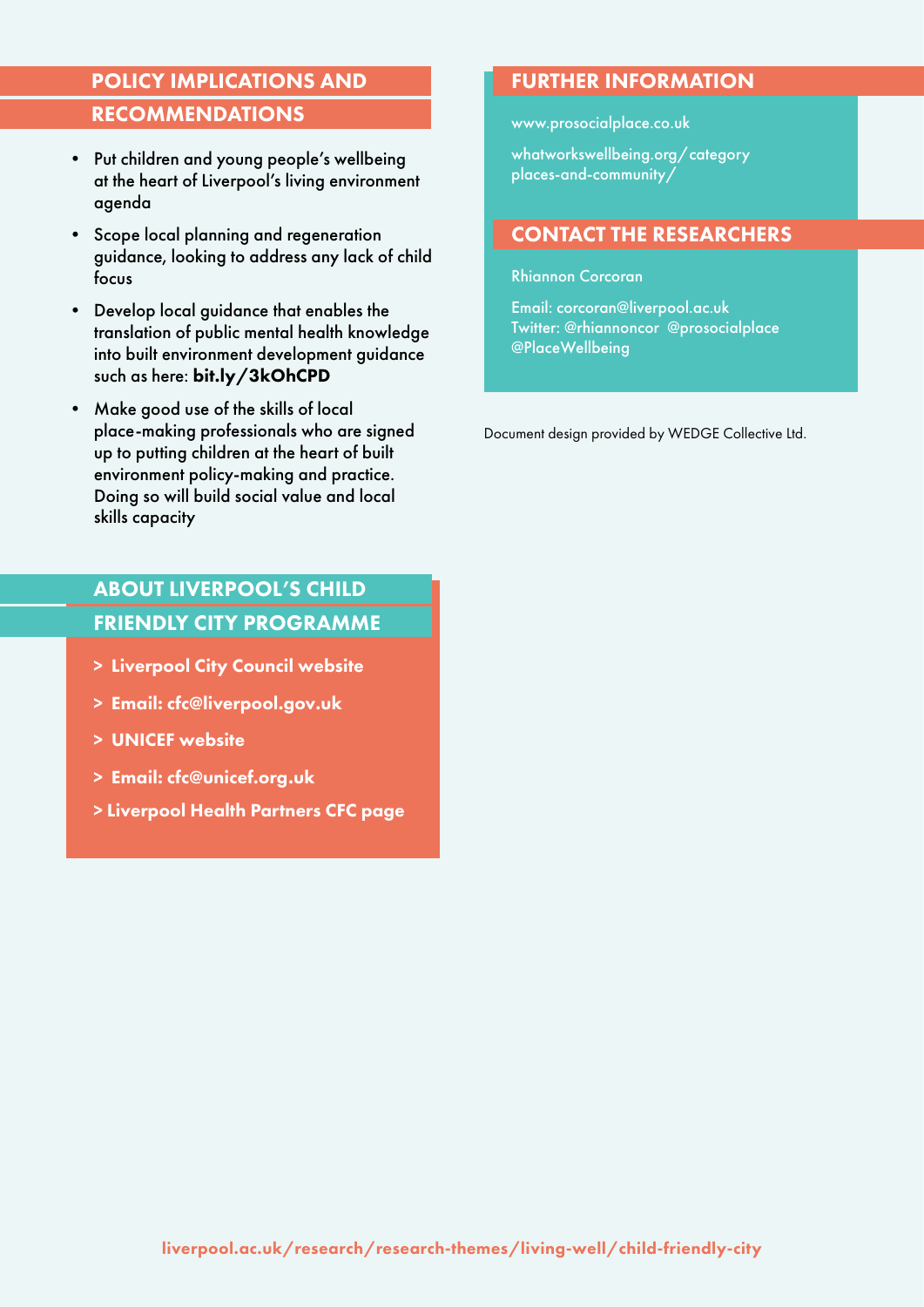## POLICY IMPLICATIONS AND RECOMMENDATIONS

- Put children and young people's wellbeing at the heart of Liverpool's living environment agenda
- Scope local planning and regeneration guidance, looking to address any lack of child focus
- Develop local guidance that enables the translation of public mental health knowledge into built environment development guidance such as here: **bit.ly/3kOhCPD**
- Make good use of the skills of local place-making professionals who are signed up to putting children at the heart of built environment policy-making and practice. Doing so will build social value and local skills capacity

## ABOUT LIVERPOOL'S CHILD FRIENDLY CITY PROGRAMME

**> Liverpool City Council website**

**> Email: cfc@liverpool.gov.uk**

**> UNICEF website**

**> Email: cfc@unicef.org.uk**

**> Liverpool Health Partners CFC page**

## FURTHER INFORMATION

www.prosocialplace.co.uk

whatworkswellbeing.org/category places-and-community/

## CONTACT THE RESEARCHERS

Rhiannon Corcoran

Email: corcoran@liverpool.ac.uk
Twitter: @rhiannoncor @prosocialplace @PlaceWellbeing

Document design provided by WEDGE Collective Ltd.

**liverpool.ac.uk/research/research-themes/living-well/child-friendly-city**